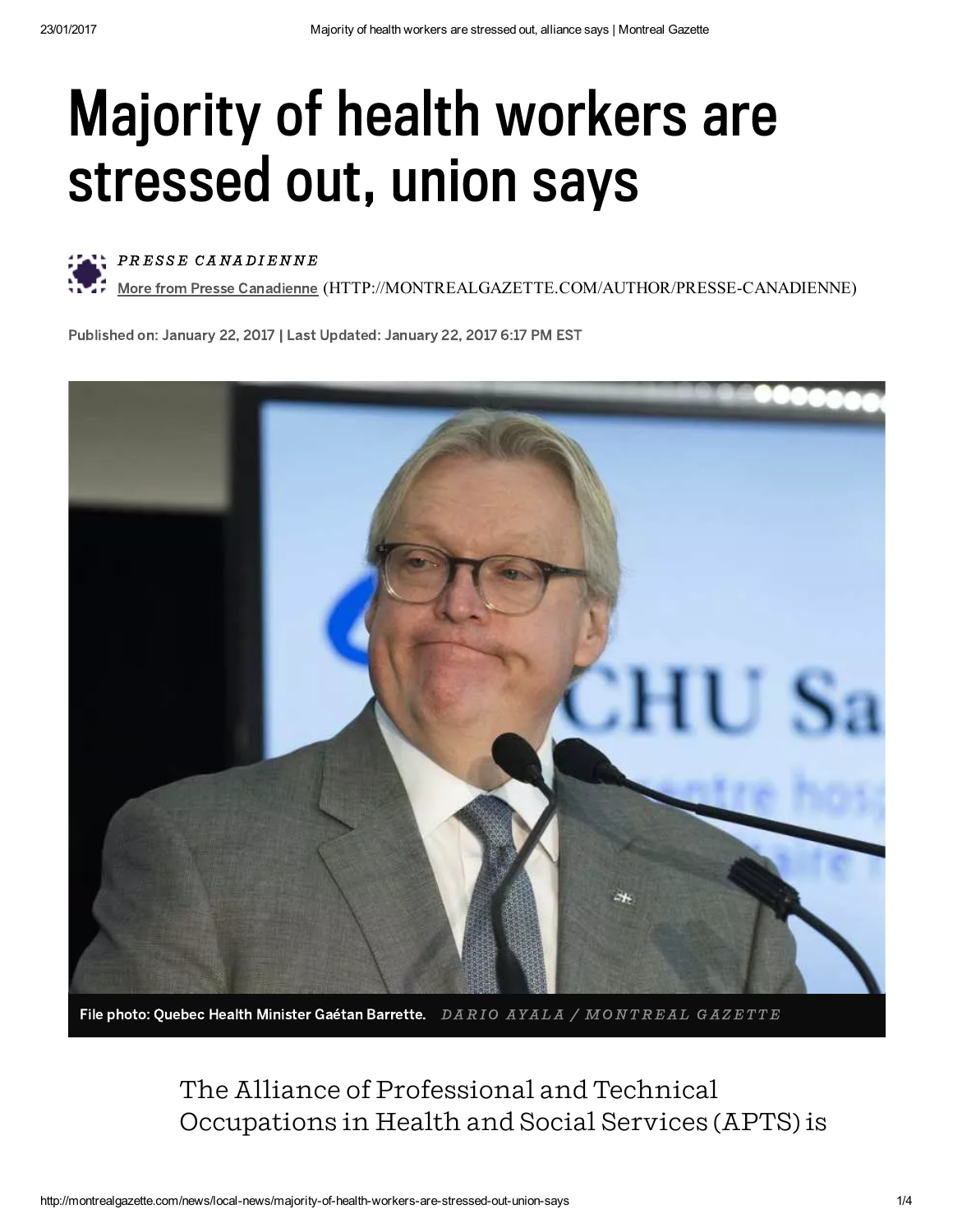# Majority of health workers are stressed out, union says

*PRESSE CANADIENNE*

More from Presse Canadienne (HTTP://MONTREALGAZETTE.COM/AUTHOR/PRESSE-CANADIENNE)

Published on: January 22, 2017 | Last Updated: January 22, 2017 6:17 PM EST

File photo: Quebec Health Minister Gaétan Barrette. *DARIO AYALA / MONTREAL GAZETTE*

The Alliance of Professional and Technical Occupations in Health and Social Services (APTS) is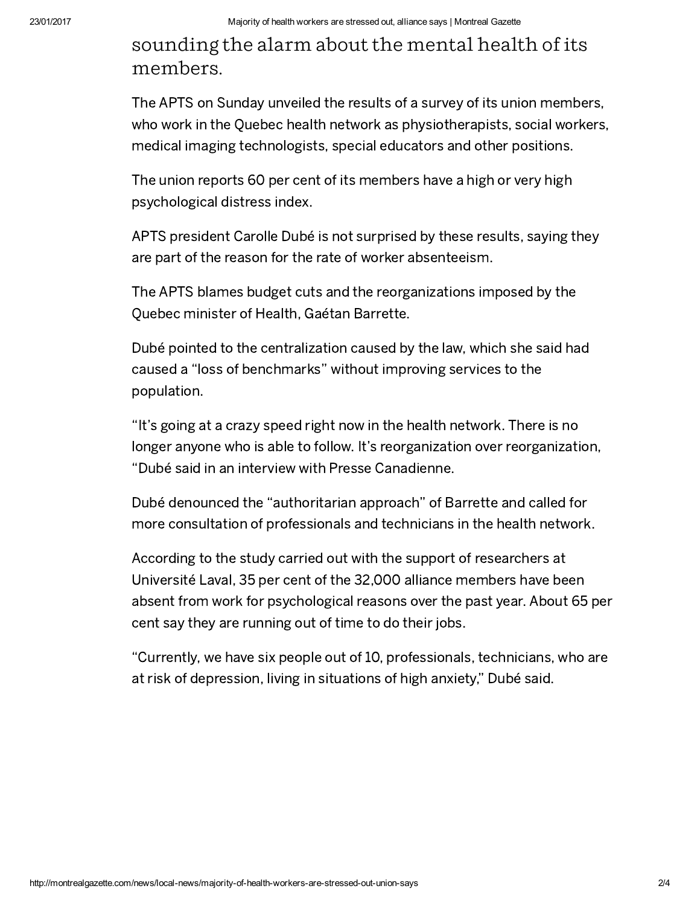sounding the alarm about the mental health of its members.

The APTS on Sunday unveiled the results of a survey of its union members, who work in the Quebec health network as physiotherapists, social workers, medical imaging technologists, special educators and other positions.

The union reports 60 per cent of its members have a high or very high psychological distress index.

APTS president Carolle Dubé is not surprised by these results, saying they are part of the reason for the rate of worker absenteeism.

The APTS blames budget cuts and the reorganizations imposed by the Quebec minister of Health, Gaétan Barrette.

Dubé pointed to the centralization caused by the law, which she said had caused a "loss of benchmarks" without improving services to the population.

"It's going at a crazy speed right now in the health network. There is no longer anyone who is able to follow. It's reorganization over reorganization, "Dubé said in an interview with Presse Canadienne.

Dubé denounced the "authoritarian approach" of Barrette and called for more consultation of professionals and technicians in the health network.

According to the study carried out with the support of researchers at Université Laval, 35 per cent of the 32,000 alliance members have been absent from work for psychological reasons over the past year. About 65 per cent say they are running out of time to do their jobs.

"Currently, we have six people out of 10, professionals, technicians, who are at risk of depression, living in situations of high anxiety," Dubé said.